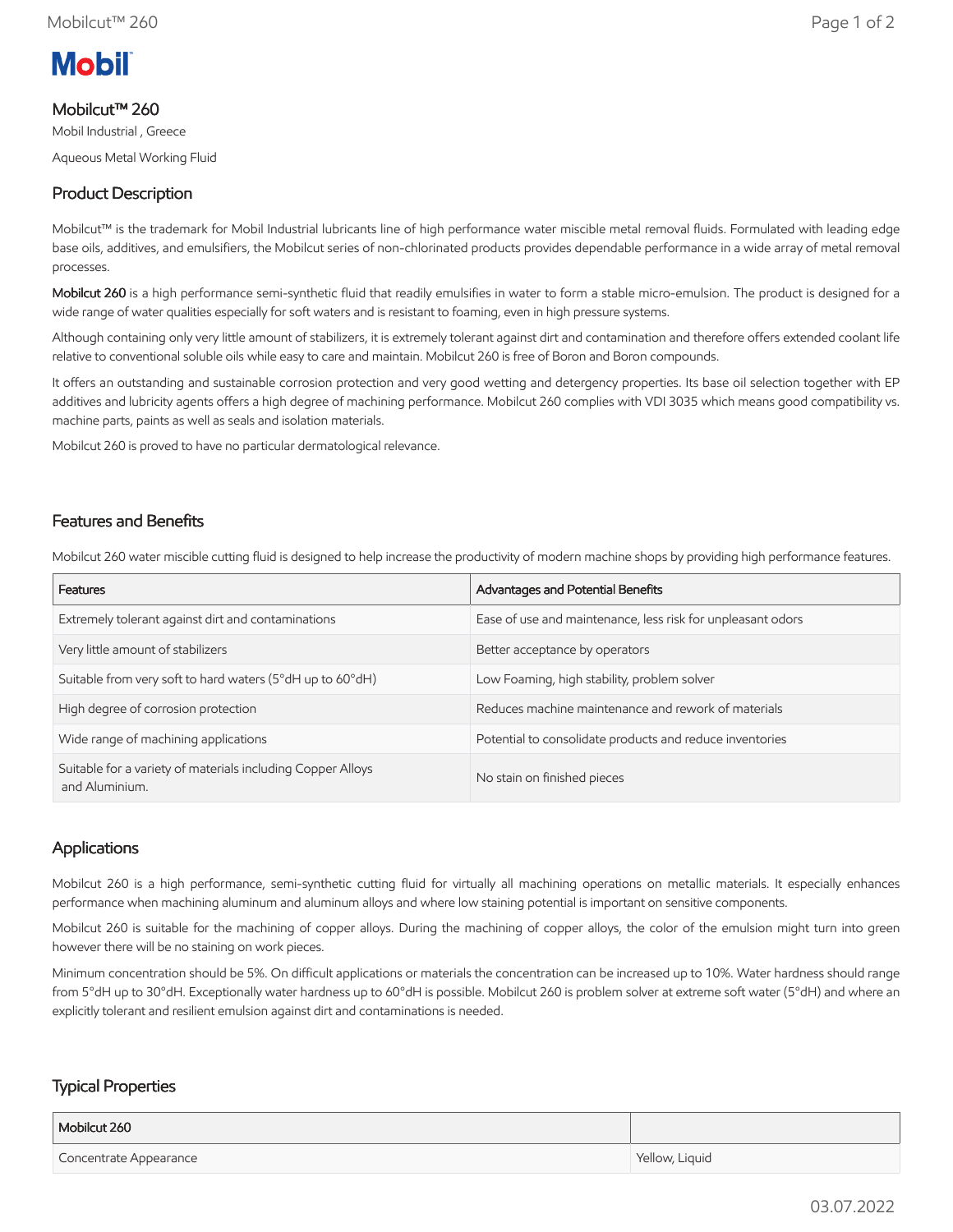# Mobilcut™ 260

Mobil Industrial , Greece

Aqueous Metal Working Fluid

## Product Description

Mobilcut™ is the trademark for Mobil Industrial lubricants line of high performance water miscible metal removal fluids. Formulated with leading edge base oils, additives, and emulsifiers, the Mobilcut series of non-chlorinated products provides dependable performance in a wide array of metal removal processes.

**Mobilcut 260** is a high performance semi-synthetic fluid that readily emulsifies in water to form a stable micro-emulsion. The product is designed for a wide range of water qualities especially for soft waters and is resistant to foaming, even in high pressure systems.

Although containing only very little amount of stabilizers, it is extremely tolerant against dirt and contamination and therefore offers extended coolant life relative to conventional soluble oils while easy to care and maintain. Mobilcut 260 is free of Boron and Boron compounds.

It offers an outstanding and sustainable corrosion protection and very good wetting and detergency properties. Its base oil selection together with EP additives and lubricity agents offers a high degree of machining performance. Mobilcut 260 complies with VDI 3035 which means good compatibility vs. machine parts, paints as well as seals and isolation materials.

Mobilcut 260 is proved to have no particular dermatological relevance.

## Features and Benefits

Mobilcut 260 water miscible cutting fluid is designed to help increase the productivity of modern machine shops by providing high performance features.

| Features | Advantages and Potential Benefits |
| --- | --- |
| Extremely tolerant against dirt and contaminations | Ease of use and maintenance, less risk for unpleasant odors |
| Very little amount of stabilizers | Better acceptance by operators |
| Suitable from very soft to hard waters (5°dH up to 60°dH) | Low Foaming, high stability, problem solver |
| High degree of corrosion protection | Reduces machine maintenance and rework of materials |
| Wide range of machining applications | Potential to consolidate products and reduce inventories |
| Suitable for a variety of materials including Copper Alloys and Aluminium. | No stain on finished pieces |

## Applications

Mobilcut 260 is a high performance, semi-synthetic cutting fluid for virtually all machining operations on metallic materials. It especially enhances performance when machining aluminum and aluminum alloys and where low staining potential is important on sensitive components.

Mobilcut 260 is suitable for the machining of copper alloys. During the machining of copper alloys, the color of the emulsion might turn into green however there will be no staining on work pieces.

Minimum concentration should be 5%. On difficult applications or materials the concentration can be increased up to 10%. Water hardness should range from 5°dH up to 30°dH. Exceptionally water hardness up to 60°dH is possible. Mobilcut 260 is problem solver at extreme soft water (5°dH) and where an explicitly tolerant and resilient emulsion against dirt and contaminations is needed.

## Typical Properties

| Mobilcut 260 | |
| --- | --- |
| Concentrate Appearance | Yellow, Liquid |

03.07.2022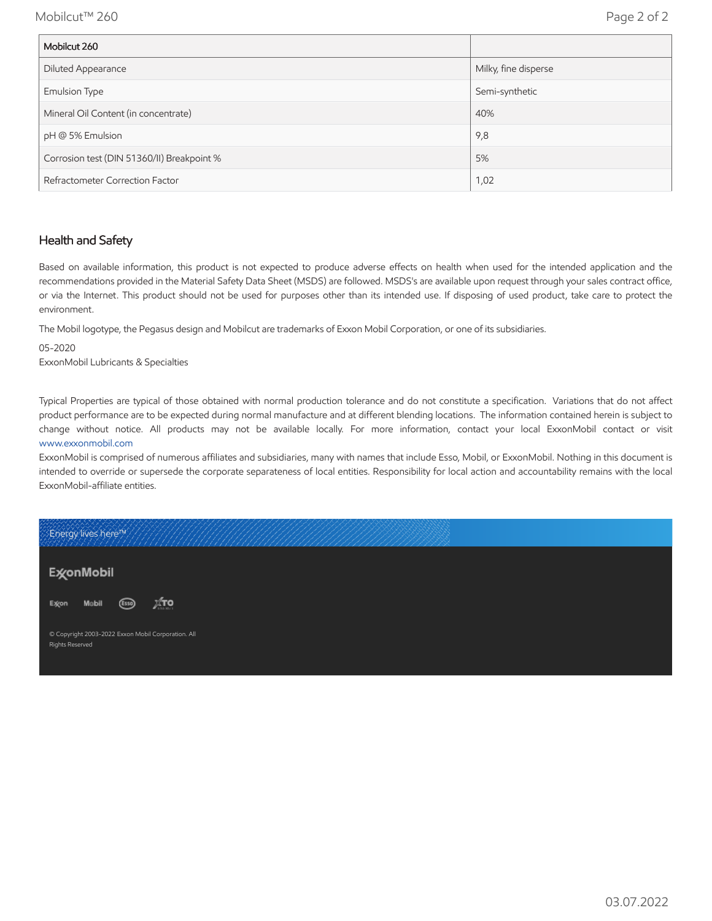| Mobilcut 260 | |
|---|---|
| Diluted Appearance | Milky, fine disperse |
| Emulsion Type | Semi-synthetic |
| Mineral Oil Content (in concentrate) | 40% |
| pH @ 5% Emulsion | 9,8 |
| Corrosion test (DIN 51360/II) Breakpoint % | 5% |
| Refractometer Correction Factor | 1,02 |

## Health and Safety

Based on available information, this product is not expected to produce adverse effects on health when used for the intended application and the recommendations provided in the Material Safety Data Sheet (MSDS) are followed. MSDS's are available upon request through your sales contract office, or via the Internet. This product should not be used for purposes other than its intended use. If disposing of used product, take care to protect the environment.

The Mobil logotype, the Pegasus design and Mobilcut are trademarks of Exxon Mobil Corporation, or one of its subsidiaries.

05-2020

ExxonMobil Lubricants & Specialties

Typical Properties are typical of those obtained with normal production tolerance and do not constitute a specification. Variations that do not affect product performance are to be expected during normal manufacture and at different blending locations. The information contained herein is subject to change without notice. All products may not be available locally. For more information, contact your local ExxonMobil contact or visit www.exxonmobil.com

ExxonMobil is comprised of numerous affiliates and subsidiaries, many with names that include Esso, Mobil, or ExxonMobil. Nothing in this document is intended to override or supersede the corporate separateness of local entities. Responsibility for local action and accountability remains with the local ExxonMobil-affiliate entities.

Energy lives here™

ExxonMobil

Exxon Mobil Esso XTO

© Copyright 2003-2022 Exxon Mobil Corporation. All Rights Reserved